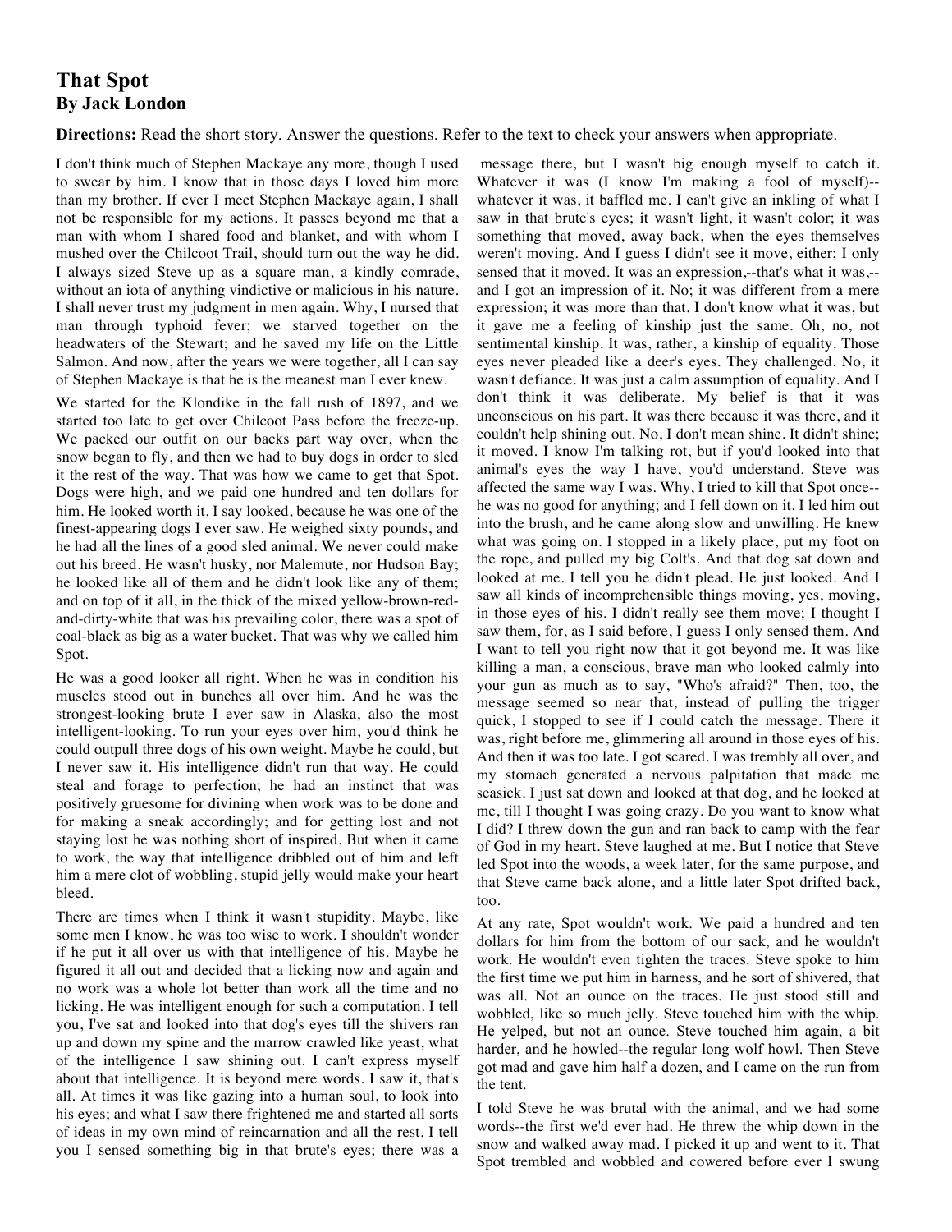# That Spot

**By Jack London**

**Directions:** Read the short story. Answer the questions. Refer to the text to check your answers when appropriate.

I don't think much of Stephen Mackaye any more, though I used to swear by him. I know that in those days I loved him more than my brother. If ever I meet Stephen Mackaye again, I shall not be responsible for my actions. It passes beyond me that a man with whom I shared food and blanket, and with whom I mushed over the Chilcoot Trail, should turn out the way he did. I always sized Steve up as a square man, a kindly comrade, without an iota of anything vindictive or malicious in his nature. I shall never trust my judgment in men again. Why, I nursed that man through typhoid fever; we starved together on the headwaters of the Stewart; and he saved my life on the Little Salmon. And now, after the years we were together, all I can say of Stephen Mackaye is that he is the meanest man I ever knew.

We started for the Klondike in the fall rush of 1897, and we started too late to get over Chilcoot Pass before the freeze-up. We packed our outfit on our backs part way over, when the snow began to fly, and then we had to buy dogs in order to sled it the rest of the way. That was how we came to get that Spot. Dogs were high, and we paid one hundred and ten dollars for him. He looked worth it. I say looked, because he was one of the finest-appearing dogs I ever saw. He weighed sixty pounds, and he had all the lines of a good sled animal. We never could make out his breed. He wasn't husky, nor Malemute, nor Hudson Bay; he looked like all of them and he didn't look like any of them; and on top of it all, in the thick of the mixed yellow-brown-red-and-dirty-white that was his prevailing color, there was a spot of coal-black as big as a water bucket. That was why we called him Spot.

He was a good looker all right. When he was in condition his muscles stood out in bunches all over him. And he was the strongest-looking brute I ever saw in Alaska, also the most intelligent-looking. To run your eyes over him, you'd think he could outpull three dogs of his own weight. Maybe he could, but I never saw it. His intelligence didn't run that way. He could steal and forage to perfection; he had an instinct that was positively gruesome for divining when work was to be done and for making a sneak accordingly; and for getting lost and not staying lost he was nothing short of inspired. But when it came to work, the way that intelligence dribbled out of him and left him a mere clot of wobbling, stupid jelly would make your heart bleed.

There are times when I think it wasn't stupidity. Maybe, like some men I know, he was too wise to work. I shouldn't wonder if he put it all over us with that intelligence of his. Maybe he figured it all out and decided that a licking now and again and no work was a whole lot better than work all the time and no licking. He was intelligent enough for such a computation. I tell you, I've sat and looked into that dog's eyes till the shivers ran up and down my spine and the marrow crawled like yeast, what of the intelligence I saw shining out. I can't express myself about that intelligence. It is beyond mere words. I saw it, that's all. At times it was like gazing into a human soul, to look into his eyes; and what I saw there frightened me and started all sorts of ideas in my own mind of reincarnation and all the rest. I tell you I sensed something big in that brute's eyes; there was a message there, but I wasn't big enough myself to catch it. Whatever it was (I know I'm making a fool of myself)--whatever it was, it baffled me. I can't give an inkling of what I saw in that brute's eyes; it wasn't light, it wasn't color; it was something that moved, away back, when the eyes themselves weren't moving. And I guess I didn't see it move, either; I only sensed that it moved. It was an expression,--that's what it was,--and I got an impression of it. No; it was different from a mere expression; it was more than that. I don't know what it was, but it gave me a feeling of kinship just the same. Oh, no, not sentimental kinship. It was, rather, a kinship of equality. Those eyes never pleaded like a deer's eyes. They challenged. No, it wasn't defiance. It was just a calm assumption of equality. And I don't think it was deliberate. My belief is that it was unconscious on his part. It was there because it was there, and it couldn't help shining out. No, I don't mean shine. It didn't shine; it moved. I know I'm talking rot, but if you'd looked into that animal's eyes the way I have, you'd understand. Steve was affected the same way I was. Why, I tried to kill that Spot once--he was no good for anything; and I fell down on it. I led him out into the brush, and he came along slow and unwilling. He knew what was going on. I stopped in a likely place, put my foot on the rope, and pulled my big Colt's. And that dog sat down and looked at me. I tell you he didn't plead. He just looked. And I saw all kinds of incomprehensible things moving, yes, moving, in those eyes of his. I didn't really see them move; I thought I saw them, for, as I said before, I guess I only sensed them. And I want to tell you right now that it got beyond me. It was like killing a man, a conscious, brave man who looked calmly into your gun as much as to say, "Who's afraid?" Then, too, the message seemed so near that, instead of pulling the trigger quick, I stopped to see if I could catch the message. There it was, right before me, glimmering all around in those eyes of his. And then it was too late. I got scared. I was trembly all over, and my stomach generated a nervous palpitation that made me seasick. I just sat down and looked at that dog, and he looked at me, till I thought I was going crazy. Do you want to know what I did? I threw down the gun and ran back to camp with the fear of God in my heart. Steve laughed at me. But I notice that Steve led Spot into the woods, a week later, for the same purpose, and that Steve came back alone, and a little later Spot drifted back, too.

At any rate, Spot wouldn't work. We paid a hundred and ten dollars for him from the bottom of our sack, and he wouldn't work. He wouldn't even tighten the traces. Steve spoke to him the first time we put him in harness, and he sort of shivered, that was all. Not an ounce on the traces. He just stood still and wobbled, like so much jelly. Steve touched him with the whip. He yelped, but not an ounce. Steve touched him again, a bit harder, and he howled--the regular long wolf howl. Then Steve got mad and gave him half a dozen, and I came on the run from the tent.

I told Steve he was brutal with the animal, and we had some words--the first we'd ever had. He threw the whip down in the snow and walked away mad. I picked it up and went to it. That Spot trembled and wobbled and cowered before ever I swung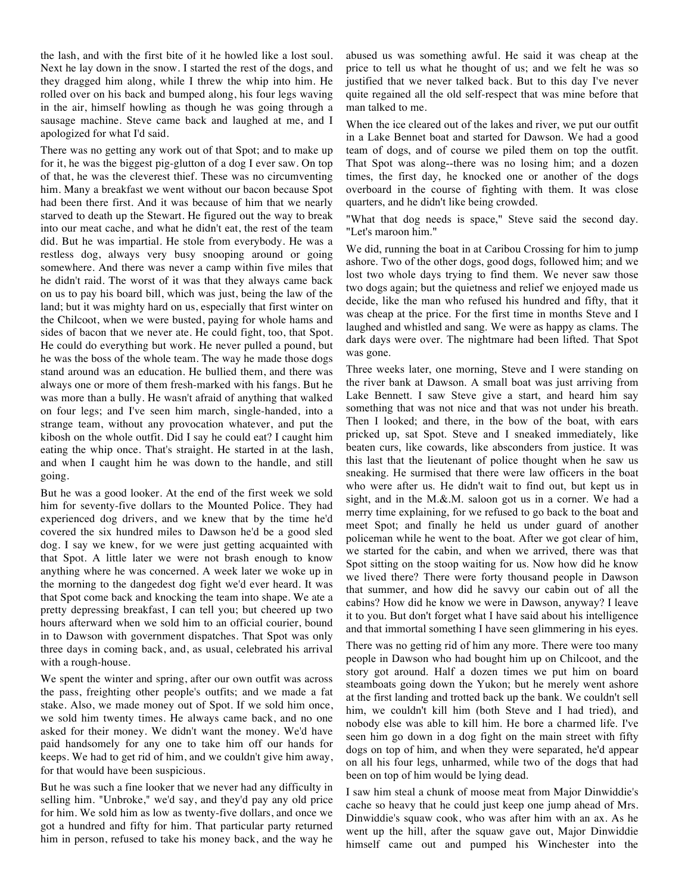the lash, and with the first bite of it he howled like a lost soul. Next he lay down in the snow. I started the rest of the dogs, and they dragged him along, while I threw the whip into him. He rolled over on his back and bumped along, his four legs waving in the air, himself howling as though he was going through a sausage machine. Steve came back and laughed at me, and I apologized for what I'd said.

There was no getting any work out of that Spot; and to make up for it, he was the biggest pig-glutton of a dog I ever saw. On top of that, he was the cleverest thief. These was no circumventing him. Many a breakfast we went without our bacon because Spot had been there first. And it was because of him that we nearly starved to death up the Stewart. He figured out the way to break into our meat cache, and what he didn't eat, the rest of the team did. But he was impartial. He stole from everybody. He was a restless dog, always very busy snooping around or going somewhere. And there was never a camp within five miles that he didn't raid. The worst of it was that they always came back on us to pay his board bill, which was just, being the law of the land; but it was mighty hard on us, especially that first winter on the Chilcoot, when we were busted, paying for whole hams and sides of bacon that we never ate. He could fight, too, that Spot. He could do everything but work. He never pulled a pound, but he was the boss of the whole team. The way he made those dogs stand around was an education. He bullied them, and there was always one or more of them fresh-marked with his fangs. But he was more than a bully. He wasn't afraid of anything that walked on four legs; and I've seen him march, single-handed, into a strange team, without any provocation whatever, and put the kibosh on the whole outfit. Did I say he could eat? I caught him eating the whip once. That's straight. He started in at the lash, and when I caught him he was down to the handle, and still going.

But he was a good looker. At the end of the first week we sold him for seventy-five dollars to the Mounted Police. They had experienced dog drivers, and we knew that by the time he'd covered the six hundred miles to Dawson he'd be a good sled dog. I say we knew, for we were just getting acquainted with that Spot. A little later we were not brash enough to know anything where he was concerned. A week later we woke up in the morning to the dangedest dog fight we'd ever heard. It was that Spot come back and knocking the team into shape. We ate a pretty depressing breakfast, I can tell you; but cheered up two hours afterward when we sold him to an official courier, bound in to Dawson with government dispatches. That Spot was only three days in coming back, and, as usual, celebrated his arrival with a rough-house.

We spent the winter and spring, after our own outfit was across the pass, freighting other people's outfits; and we made a fat stake. Also, we made money out of Spot. If we sold him once, we sold him twenty times. He always came back, and no one asked for their money. We didn't want the money. We'd have paid handsomely for any one to take him off our hands for keeps. We had to get rid of him, and we couldn't give him away, for that would have been suspicious.

But he was such a fine looker that we never had any difficulty in selling him. "Unbroke," we'd say, and they'd pay any old price for him. We sold him as low as twenty-five dollars, and once we got a hundred and fifty for him. That particular party returned him in person, refused to take his money back, and the way he abused us was something awful. He said it was cheap at the price to tell us what he thought of us; and we felt he was so justified that we never talked back. But to this day I've never quite regained all the old self-respect that was mine before that man talked to me.

When the ice cleared out of the lakes and river, we put our outfit in a Lake Bennet boat and started for Dawson. We had a good team of dogs, and of course we piled them on top the outfit. That Spot was along--there was no losing him; and a dozen times, the first day, he knocked one or another of the dogs overboard in the course of fighting with them. It was close quarters, and he didn't like being crowded.

"What that dog needs is space," Steve said the second day. "Let's maroon him."

We did, running the boat in at Caribou Crossing for him to jump ashore. Two of the other dogs, good dogs, followed him; and we lost two whole days trying to find them. We never saw those two dogs again; but the quietness and relief we enjoyed made us decide, like the man who refused his hundred and fifty, that it was cheap at the price. For the first time in months Steve and I laughed and whistled and sang. We were as happy as clams. The dark days were over. The nightmare had been lifted. That Spot was gone.

Three weeks later, one morning, Steve and I were standing on the river bank at Dawson. A small boat was just arriving from Lake Bennett. I saw Steve give a start, and heard him say something that was not nice and that was not under his breath. Then I looked; and there, in the bow of the boat, with ears pricked up, sat Spot. Steve and I sneaked immediately, like beaten curs, like cowards, like absconders from justice. It was this last that the lieutenant of police thought when he saw us sneaking. He surmised that there were law officers in the boat who were after us. He didn't wait to find out, but kept us in sight, and in the M.&.M. saloon got us in a corner. We had a merry time explaining, for we refused to go back to the boat and meet Spot; and finally he held us under guard of another policeman while he went to the boat. After we got clear of him, we started for the cabin, and when we arrived, there was that Spot sitting on the stoop waiting for us. Now how did he know we lived there? There were forty thousand people in Dawson that summer, and how did he savvy our cabin out of all the cabins? How did he know we were in Dawson, anyway? I leave it to you. But don't forget what I have said about his intelligence and that immortal something I have seen glimmering in his eyes.

There was no getting rid of him any more. There were too many people in Dawson who had bought him up on Chilcoot, and the story got around. Half a dozen times we put him on board steamboats going down the Yukon; but he merely went ashore at the first landing and trotted back up the bank. We couldn't sell him, we couldn't kill him (both Steve and I had tried), and nobody else was able to kill him. He bore a charmed life. I've seen him go down in a dog fight on the main street with fifty dogs on top of him, and when they were separated, he'd appear on all his four legs, unharmed, while two of the dogs that had been on top of him would be lying dead.

I saw him steal a chunk of moose meat from Major Dinwiddie's cache so heavy that he could just keep one jump ahead of Mrs. Dinwiddie's squaw cook, who was after him with an ax. As he went up the hill, after the squaw gave out, Major Dinwiddie himself came out and pumped his Winchester into the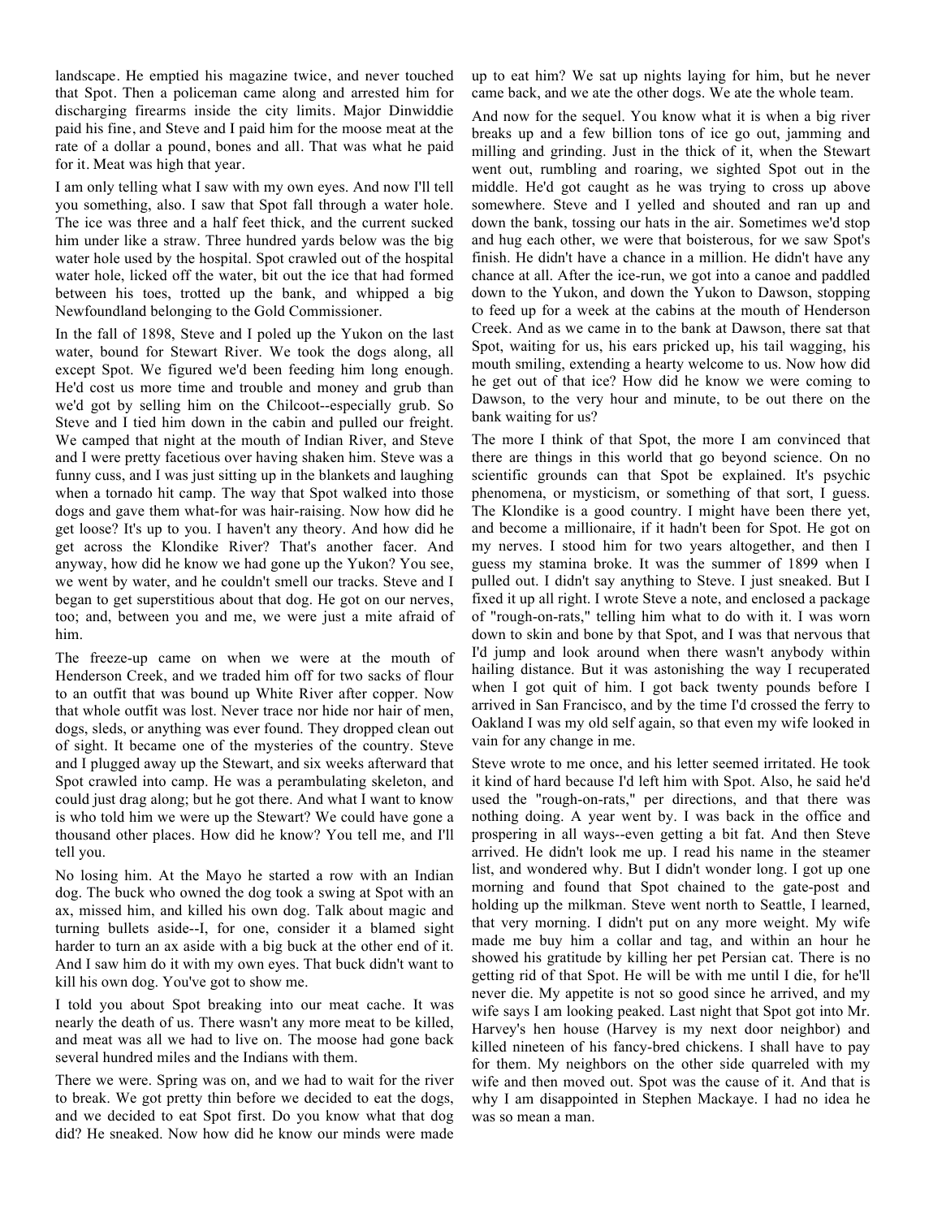landscape. He emptied his magazine twice, and never touched that Spot. Then a policeman came along and arrested him for discharging firearms inside the city limits. Major Dinwiddie paid his fine, and Steve and I paid him for the moose meat at the rate of a dollar a pound, bones and all. That was what he paid for it. Meat was high that year.

I am only telling what I saw with my own eyes. And now I'll tell you something, also. I saw that Spot fall through a water hole. The ice was three and a half feet thick, and the current sucked him under like a straw. Three hundred yards below was the big water hole used by the hospital. Spot crawled out of the hospital water hole, licked off the water, bit out the ice that had formed between his toes, trotted up the bank, and whipped a big Newfoundland belonging to the Gold Commissioner.

In the fall of 1898, Steve and I poled up the Yukon on the last water, bound for Stewart River. We took the dogs along, all except Spot. We figured we'd been feeding him long enough. He'd cost us more time and trouble and money and grub than we'd got by selling him on the Chilcoot--especially grub. So Steve and I tied him down in the cabin and pulled our freight. We camped that night at the mouth of Indian River, and Steve and I were pretty facetious over having shaken him. Steve was a funny cuss, and I was just sitting up in the blankets and laughing when a tornado hit camp. The way that Spot walked into those dogs and gave them what-for was hair-raising. Now how did he get loose? It's up to you. I haven't any theory. And how did he get across the Klondike River? That's another facer. And anyway, how did he know we had gone up the Yukon? You see, we went by water, and he couldn't smell our tracks. Steve and I began to get superstitious about that dog. He got on our nerves, too; and, between you and me, we were just a mite afraid of him.

The freeze-up came on when we were at the mouth of Henderson Creek, and we traded him off for two sacks of flour to an outfit that was bound up White River after copper. Now that whole outfit was lost. Never trace nor hide nor hair of men, dogs, sleds, or anything was ever found. They dropped clean out of sight. It became one of the mysteries of the country. Steve and I plugged away up the Stewart, and six weeks afterward that Spot crawled into camp. He was a perambulating skeleton, and could just drag along; but he got there. And what I want to know is who told him we were up the Stewart? We could have gone a thousand other places. How did he know? You tell me, and I'll tell you.

No losing him. At the Mayo he started a row with an Indian dog. The buck who owned the dog took a swing at Spot with an ax, missed him, and killed his own dog. Talk about magic and turning bullets aside--I, for one, consider it a blamed sight harder to turn an ax aside with a big buck at the other end of it. And I saw him do it with my own eyes. That buck didn't want to kill his own dog. You've got to show me.

I told you about Spot breaking into our meat cache. It was nearly the death of us. There wasn't any more meat to be killed, and meat was all we had to live on. The moose had gone back several hundred miles and the Indians with them.

There we were. Spring was on, and we had to wait for the river to break. We got pretty thin before we decided to eat the dogs, and we decided to eat Spot first. Do you know what that dog did? He sneaked. Now how did he know our minds were made up to eat him? We sat up nights laying for him, but he never came back, and we ate the other dogs. We ate the whole team.

And now for the sequel. You know what it is when a big river breaks up and a few billion tons of ice go out, jamming and milling and grinding. Just in the thick of it, when the Stewart went out, rumbling and roaring, we sighted Spot out in the middle. He'd got caught as he was trying to cross up above somewhere. Steve and I yelled and shouted and ran up and down the bank, tossing our hats in the air. Sometimes we'd stop and hug each other, we were that boisterous, for we saw Spot's finish. He didn't have a chance in a million. He didn't have any chance at all. After the ice-run, we got into a canoe and paddled down to the Yukon, and down the Yukon to Dawson, stopping to feed up for a week at the cabins at the mouth of Henderson Creek. And as we came in to the bank at Dawson, there sat that Spot, waiting for us, his ears pricked up, his tail wagging, his mouth smiling, extending a hearty welcome to us. Now how did he get out of that ice? How did he know we were coming to Dawson, to the very hour and minute, to be out there on the bank waiting for us?

The more I think of that Spot, the more I am convinced that there are things in this world that go beyond science. On no scientific grounds can that Spot be explained. It's psychic phenomena, or mysticism, or something of that sort, I guess. The Klondike is a good country. I might have been there yet, and become a millionaire, if it hadn't been for Spot. He got on my nerves. I stood him for two years altogether, and then I guess my stamina broke. It was the summer of 1899 when I pulled out. I didn't say anything to Steve. I just sneaked. But I fixed it up all right. I wrote Steve a note, and enclosed a package of "rough-on-rats," telling him what to do with it. I was worn down to skin and bone by that Spot, and I was that nervous that I'd jump and look around when there wasn't anybody within hailing distance. But it was astonishing the way I recuperated when I got quit of him. I got back twenty pounds before I arrived in San Francisco, and by the time I'd crossed the ferry to Oakland I was my old self again, so that even my wife looked in vain for any change in me.

Steve wrote to me once, and his letter seemed irritated. He took it kind of hard because I'd left him with Spot. Also, he said he'd used the "rough-on-rats," per directions, and that there was nothing doing. A year went by. I was back in the office and prospering in all ways--even getting a bit fat. And then Steve arrived. He didn't look me up. I read his name in the steamer list, and wondered why. But I didn't wonder long. I got up one morning and found that Spot chained to the gate-post and holding up the milkman. Steve went north to Seattle, I learned, that very morning. I didn't put on any more weight. My wife made me buy him a collar and tag, and within an hour he showed his gratitude by killing her pet Persian cat. There is no getting rid of that Spot. He will be with me until I die, for he'll never die. My appetite is not so good since he arrived, and my wife says I am looking peaked. Last night that Spot got into Mr. Harvey's hen house (Harvey is my next door neighbor) and killed nineteen of his fancy-bred chickens. I shall have to pay for them. My neighbors on the other side quarreled with my wife and then moved out. Spot was the cause of it. And that is why I am disappointed in Stephen Mackaye. I had no idea he was so mean a man.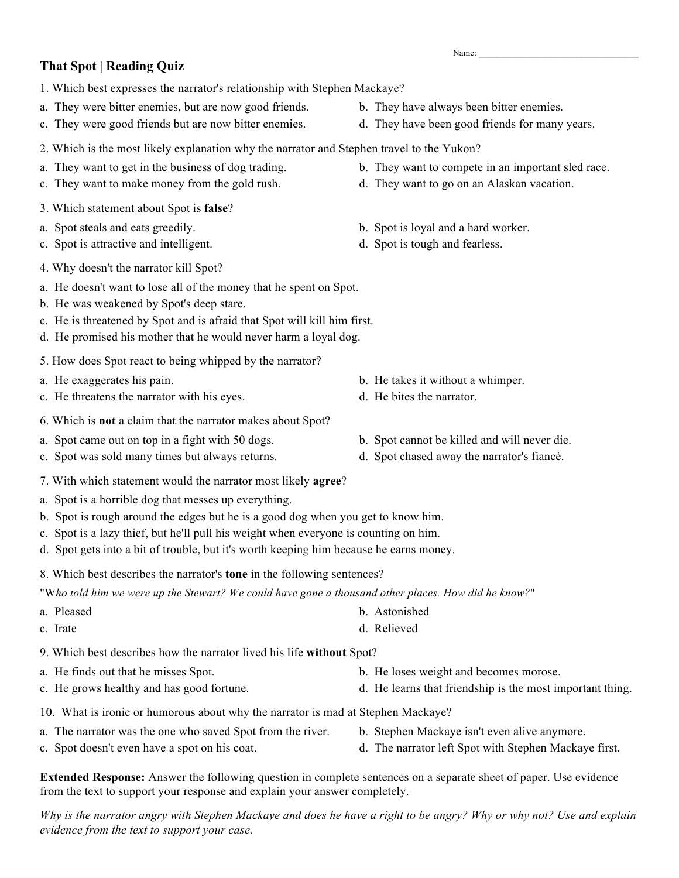Name: ___________________________________

## That Spot | Reading Quiz

1. Which best expresses the narrator's relationship with Stephen Mackaye?

a. They were bitter enemies, but are now good friends.
b. They have always been bitter enemies.
c. They were good friends but are now bitter enemies.
d. They have been good friends for many years.

2. Which is the most likely explanation why the narrator and Stephen travel to the Yukon?

a. They want to get in the business of dog trading.
b. They want to compete in an important sled race.
c. They want to make money from the gold rush.
d. They want to go on an Alaskan vacation.

3. Which statement about Spot is **false**?

a. Spot steals and eats greedily.
b. Spot is loyal and a hard worker.
c. Spot is attractive and intelligent.
d. Spot is tough and fearless.

4. Why doesn't the narrator kill Spot?

a. He doesn't want to lose all of the money that he spent on Spot.
b. He was weakened by Spot's deep stare.
c. He is threatened by Spot and is afraid that Spot will kill him first.
d. He promised his mother that he would never harm a loyal dog.

5. How does Spot react to being whipped by the narrator?

a. He exaggerates his pain.
b. He takes it without a whimper.
c. He threatens the narrator with his eyes.
d. He bites the narrator.

6. Which is **not** a claim that the narrator makes about Spot?

a. Spot came out on top in a fight with 50 dogs.
b. Spot cannot be killed and will never die.
c. Spot was sold many times but always returns.
d. Spot chased away the narrator's fiancé.

7. With which statement would the narrator most likely **agree**?

a. Spot is a horrible dog that messes up everything.
b. Spot is rough around the edges but he is a good dog when you get to know him.
c. Spot is a lazy thief, but he'll pull his weight when everyone is counting on him.
d. Spot gets into a bit of trouble, but it's worth keeping him because he earns money.

8. Which best describes the narrator's **tone** in the following sentences?

"*Who told him we were up the Stewart? We could have gone a thousand other places. How did he know?*"

a. Pleased
b. Astonished
c. Irate
d. Relieved

9. Which best describes how the narrator lived his life **without** Spot?

a. He finds out that he misses Spot.
b. He loses weight and becomes morose.
c. He grows healthy and has good fortune.
d. He learns that friendship is the most important thing.

10. What is ironic or humorous about why the narrator is mad at Stephen Mackaye?

a. The narrator was the one who saved Spot from the river.
b. Stephen Mackaye isn't even alive anymore.
c. Spot doesn't even have a spot on his coat.
d. The narrator left Spot with Stephen Mackaye first.

**Extended Response:** Answer the following question in complete sentences on a separate sheet of paper. Use evidence from the text to support your response and explain your answer completely.

*Why is the narrator angry with Stephen Mackaye and does he have a right to be angry? Why or why not? Use and explain evidence from the text to support your case.*